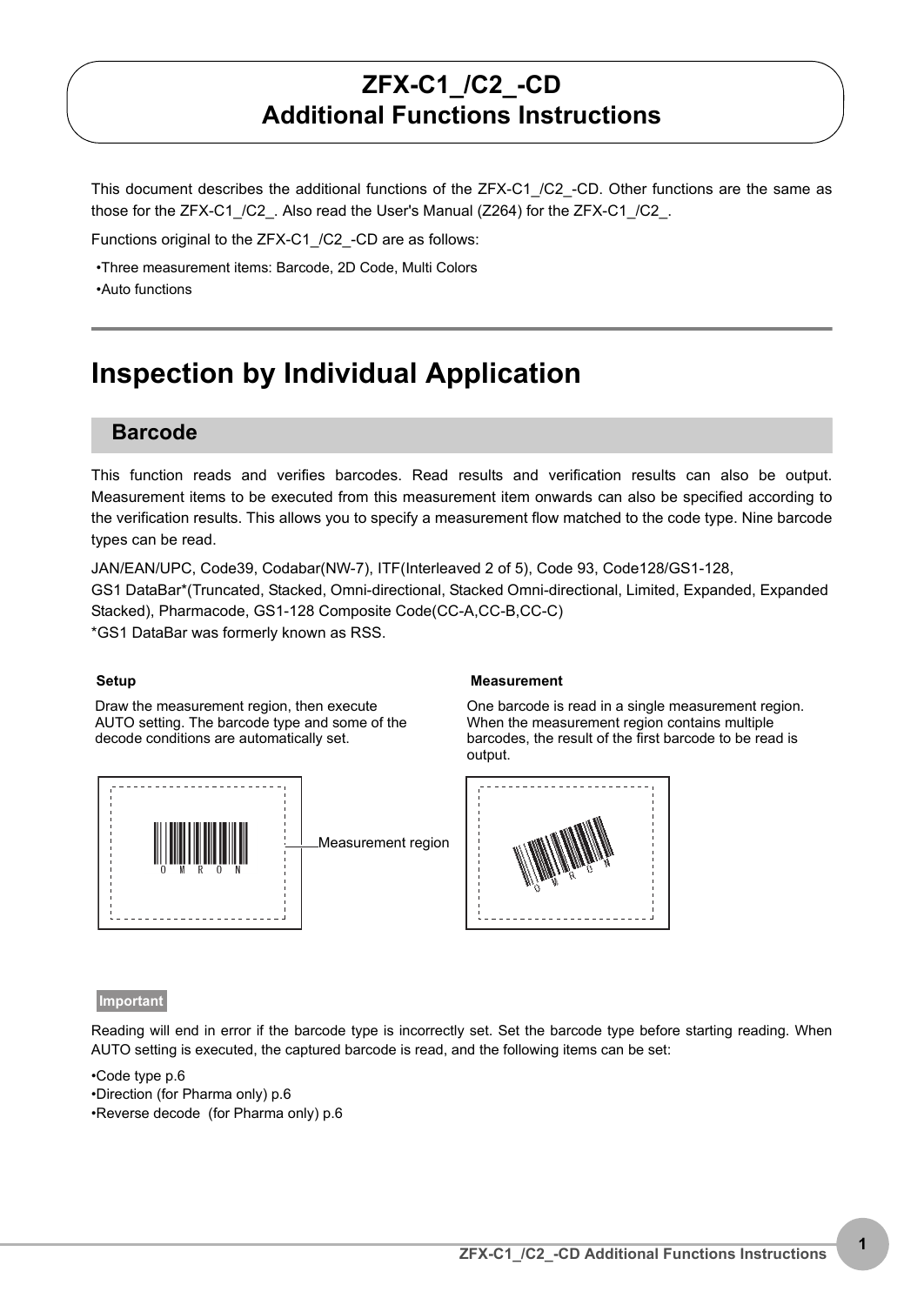# ZFX-C1_/C2_-CD Additional Functions Instructions

This document describes the additional functions of the ZFX-C1_/C2_-CD. Other functions are the same as those for the ZFX-C1_/C2_. Also read the User's Manual (Z264) for the ZFX-C1_/C2_.

Functions original to the ZFX-C1_/C2_-CD are as follows:

- •Three measurement items: Barcode, 2D Code, Multi Colors
- •Auto functions

# Inspection by Individual Application

## Barcode

This function reads and verifies barcodes. Read results and verification results can also be output. Measurement items to be executed from this measurement item onwards can also be specified according to the verification results. This allows you to specify a measurement flow matched to the code type. Nine barcode types can be read.

JAN/EAN/UPC, Code39, Codabar(NW-7), ITF(Interleaved 2 of 5), Code 93, Code128/GS1-128, GS1 DataBar*(Truncated, Stacked, Omni-directional, Stacked Omni-directional, Limited, Expanded, Expanded Stacked), Pharmacode, GS1-128 Composite Code(CC-A,CC-B,CC-C)

*GS1 DataBar was formerly known as RSS.

**Setup**

Draw the measurement region, then execute AUTO setting. The barcode type and some of the decode conditions are automatically set.

Measurement region

**Measurement**

One barcode is read in a single measurement region. When the measurement region contains multiple barcodes, the result of the first barcode to be read is output.

**Important**

Reading will end in error if the barcode type is incorrectly set. Set the barcode type before starting reading. When AUTO setting is executed, the captured barcode is read, and the following items can be set:

- •Code type p.6
- •Direction (for Pharma only) p.6
- •Reverse decode (for Pharma only) p.6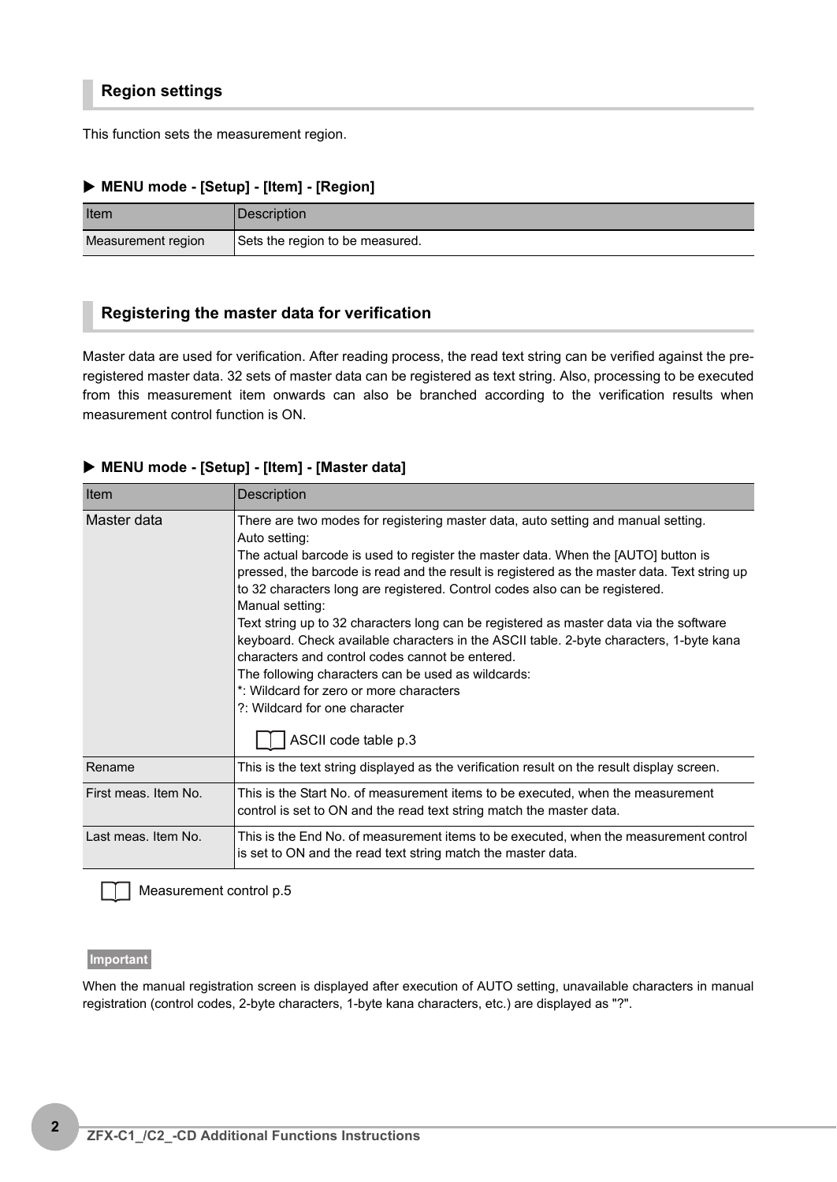## Region settings

This function sets the measurement region.

### ▶ MENU mode - [Setup] - [Item] - [Region]

| Item | Description |
| --- | --- |
| Measurement region | Sets the region to be measured. |

## Registering the master data for verification

Master data are used for verification. After reading process, the read text string can be verified against the pre-registered master data. 32 sets of master data can be registered as text string. Also, processing to be executed from this measurement item onwards can also be branched according to the verification results when measurement control function is ON.

### ▶ MENU mode - [Setup] - [Item] - [Master data]

| Item | Description |
| --- | --- |
| Master data | There are two modes for registering master data, auto setting and manual setting.<br>Auto setting:<br>The actual barcode is used to register the master data. When the [AUTO] button is pressed, the barcode is read and the result is registered as the master data. Text string up to 32 characters long are registered. Control codes also can be registered.<br>Manual setting:<br>Text string up to 32 characters long can be registered as master data via the software keyboard. Check available characters in the ASCII table. 2-byte characters, 1-byte kana characters and control codes cannot be entered.<br>The following characters can be used as wildcards:<br>*: Wildcard for zero or more characters<br>?: Wildcard for one character<br>ASCII code table p.3 |
| Rename | This is the text string displayed as the verification result on the result display screen. |
| First meas. Item No. | This is the Start No. of measurement items to be executed, when the measurement control is set to ON and the read text string match the master data. |
| Last meas. Item No. | This is the End No. of measurement items to be executed, when the measurement control is set to ON and the read text string match the master data. |

Measurement control p.5

**Important**

When the manual registration screen is displayed after execution of AUTO setting, unavailable characters in manual registration (control codes, 2-byte characters, 1-byte kana characters, etc.) are displayed as "?".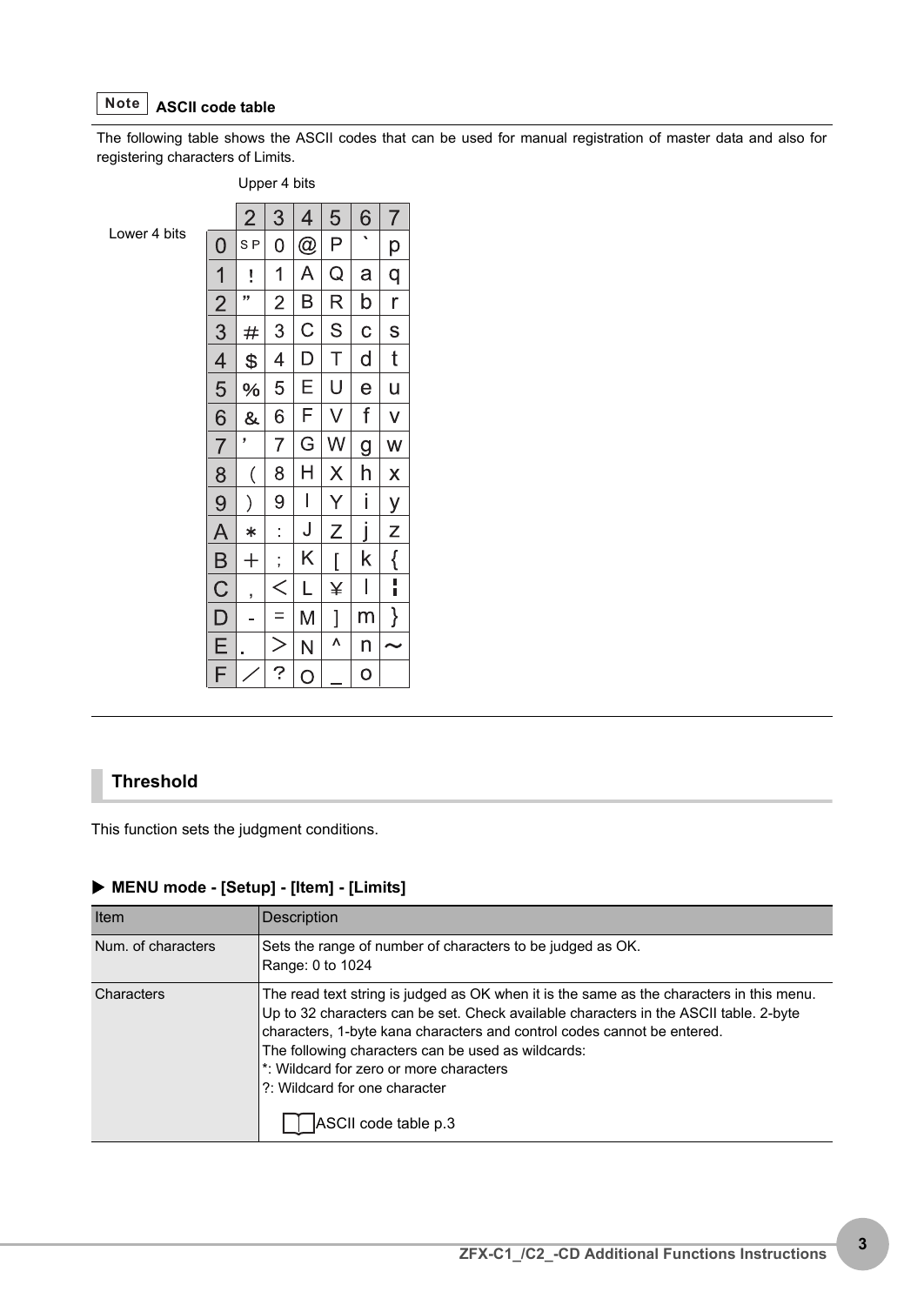**Note** **ASCII code table**

The following table shows the ASCII codes that can be used for manual registration of master data and also for registering characters of Limits.

Upper 4 bits / Lower 4 bits

| | 2 | 3 | 4 | 5 | 6 | 7 |
|---|---|---|---|---|---|---|
| 0 | SP | 0 | @ | P | ` | p |
| 1 | ! | 1 | A | Q | a | q |
| 2 | " | 2 | B | R | b | r |
| 3 | # | 3 | C | S | c | s |
| 4 | $ | 4 | D | T | d | t |
| 5 | % | 5 | E | U | e | u |
| 6 | & | 6 | F | V | f | v |
| 7 | ' | 7 | G | W | g | w |
| 8 | ( | 8 | H | X | h | x |
| 9 | ) | 9 | I | Y | i | y |
| A | * | : | J | Z | j | z |
| B | + | ; | K | [ | k | { |
| C | , | < | L | ¥ | l | ¦ |
| D | - | = | M | ] | m | } |
| E | . | > | N | ^ | n | ~ |
| F | / | ? | O | _ | o | |

## Threshold

This function sets the judgment conditions.

### ▶ MENU mode - [Setup] - [Item] - [Limits]

| Item | Description |
|---|---|
| Num. of characters | Sets the range of number of characters to be judged as OK.<br>Range: 0 to 1024 |
| Characters | The read text string is judged as OK when it is the same as the characters in this menu. Up to 32 characters can be set. Check available characters in the ASCII table. 2-byte characters, 1-byte kana characters and control codes cannot be entered.<br>The following characters can be used as wildcards:<br>*: Wildcard for zero or more characters<br>?: Wildcard for one character<br>ASCII code table p.3 |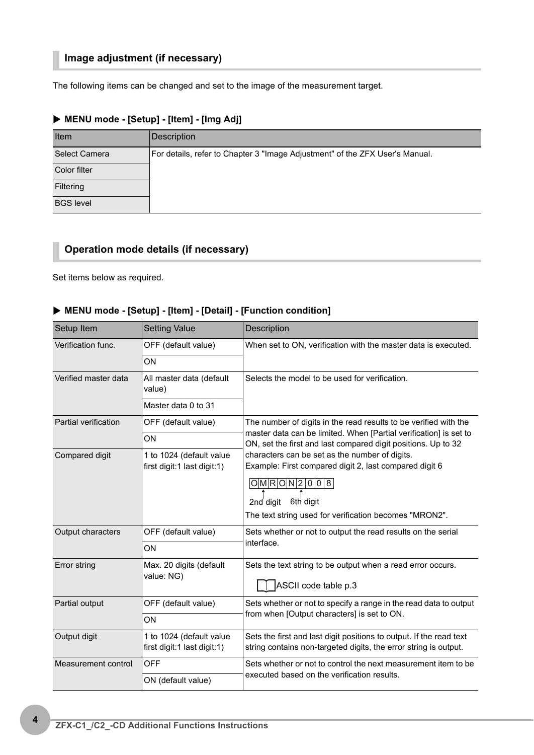## Image adjustment (if necessary)

The following items can be changed and set to the image of the measurement target.

### ▶ MENU mode - [Setup] - [Item] - [Img Adj]

| Item | Description |
| --- | --- |
| Select Camera | For details, refer to Chapter 3 "Image Adjustment" of the ZFX User's Manual. |
| Color filter | |
| Filtering | |
| BGS level | |

## Operation mode details (if necessary)

Set items below as required.

### ▶ MENU mode - [Setup] - [Item] - [Detail] - [Function condition]

| Setup Item | Setting Value | Description |
| --- | --- | --- |
| Verification func. | OFF (default value) | When set to ON, verification with the master data is executed. |
| | ON | |
| Verified master data | All master data (default value) | Selects the model to be used for verification. |
| | Master data 0 to 31 | |
| Partial verification | OFF (default value) | The number of digits in the read results to be verified with the master data can be limited. When [Partial verification] is set to ON, set the first and last compared digit positions. Up to 32 characters can be set as the number of digits.<br>Example: First compared digit 2, last compared digit 6<br>O M R O N 2 0 0 8<br>2nd digit 6th digit<br>The text string used for verification becomes "MRON2". |
| | ON | |
| Compared digit | 1 to 1024 (default value first digit:1 last digit:1) | |
| Output characters | OFF (default value) | Sets whether or not to output the read results on the serial interface. |
| | ON | |
| Error string | Max. 20 digits (default value: NG) | Sets the text string to be output when a read error occurs.<br>ASCII code table p.3 |
| Partial output | OFF (default value) | Sets whether or not to specify a range in the read data to output from when [Output characters] is set to ON. |
| | ON | |
| Output digit | 1 to 1024 (default value first digit:1 last digit:1) | Sets the first and last digit positions to output. If the read text string contains non-targeted digits, the error string is output. |
| Measurement control | OFF | Sets whether or not to control the next measurement item to be executed based on the verification results. |
| | ON (default value) | |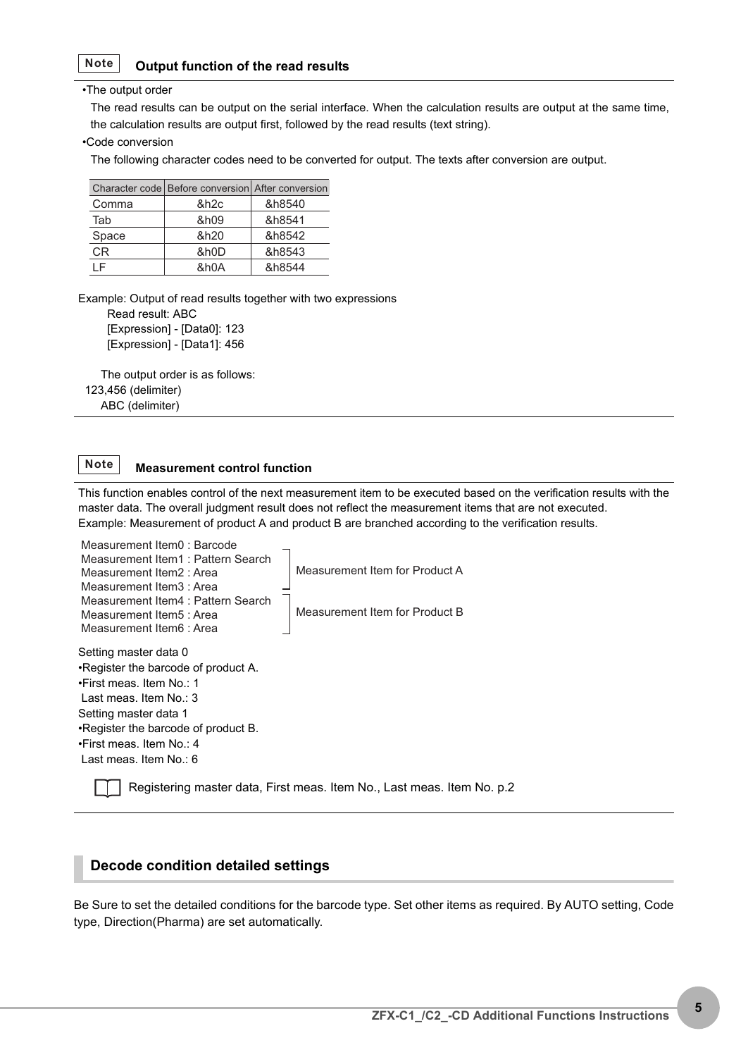**Note** **Output function of the read results**

•The output order

The read results can be output on the serial interface. When the calculation results are output at the same time, the calculation results are output first, followed by the read results (text string).

•Code conversion

The following character codes need to be converted for output. The texts after conversion are output.

| Character code | Before conversion | After conversion |
|---|---|---|
| Comma | &h2c | &h8540 |
| Tab | &h09 | &h8541 |
| Space | &h20 | &h8542 |
| CR | &h0D | &h8543 |
| LF | &h0A | &h8544 |

Example: Output of read results together with two expressions

Read result: ABC
[Expression] - [Data0]: 123
[Expression] - [Data1]: 456

The output order is as follows:
123,456 (delimiter)
ABC (delimiter)

**Note** **Measurement control function**

This function enables control of the next measurement item to be executed based on the verification results with the master data. The overall judgment result does not reflect the measurement items that are not executed.
Example: Measurement of product A and product B are branched according to the verification results.

Measurement Item0 : Barcode
Measurement Item1 : Pattern Search
Measurement Item2 : Area
Measurement Item3 : Area
(Items 1–3: Measurement Item for Product A)
Measurement Item4 : Pattern Search
Measurement Item5 : Area
Measurement Item6 : Area
(Items 4–6: Measurement Item for Product B)

Setting master data 0
•Register the barcode of product A.
•First meas. Item No.: 1
Last meas. Item No.: 3
Setting master data 1
•Register the barcode of product B.
•First meas. Item No.: 4
Last meas. Item No.: 6

Registering master data, First meas. Item No., Last meas. Item No. p.2

## Decode condition detailed settings

Be Sure to set the detailed conditions for the barcode type. Set other items as required. By AUTO setting, Code type, Direction(Pharma) are set automatically.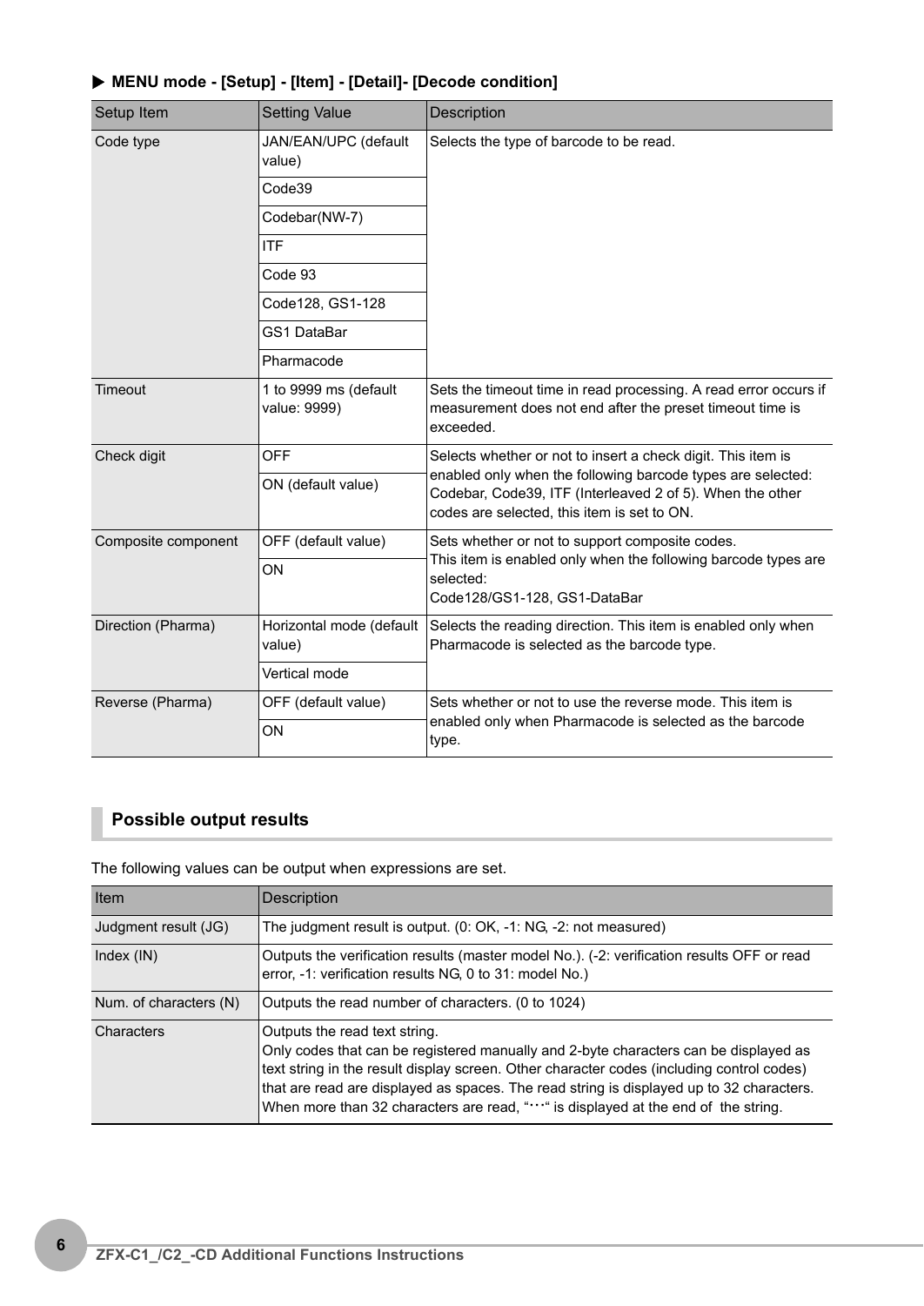▶ **MENU mode - [Setup] - [Item] - [Detail]- [Decode condition]**

| Setup Item | Setting Value | Description |
| --- | --- | --- |
| Code type | JAN/EAN/UPC (default value) | Selects the type of barcode to be read. |
| | Code39 | |
| | Codebar(NW-7) | |
| | ITF | |
| | Code 93 | |
| | Code128, GS1-128 | |
| | GS1 DataBar | |
| | Pharmacode | |
| Timeout | 1 to 9999 ms (default value: 9999) | Sets the timeout time in read processing. A read error occurs if measurement does not end after the preset timeout time is exceeded. |
| Check digit | OFF | Selects whether or not to insert a check digit. This item is enabled only when the following barcode types are selected: Codebar, Code39, ITF (Interleaved 2 of 5). When the other codes are selected, this item is set to ON. |
| | ON (default value) | |
| Composite component | OFF (default value) | Sets whether or not to support composite codes.<br>This item is enabled only when the following barcode types are selected:<br>Code128/GS1-128, GS1-DataBar |
| | ON | |
| Direction (Pharma) | Horizontal mode (default value) | Selects the reading direction. This item is enabled only when Pharmacode is selected as the barcode type. |
| | Vertical mode | |
| Reverse (Pharma) | OFF (default value) | Sets whether or not to use the reverse mode. This item is enabled only when Pharmacode is selected as the barcode type. |
| | ON | |

## Possible output results

The following values can be output when expressions are set.

| Item | Description |
| --- | --- |
| Judgment result (JG) | The judgment result is output. (0: OK, -1: NG, -2: not measured) |
| Index (IN) | Outputs the verification results (master model No.). (-2: verification results OFF or read error, -1: verification results NG, 0 to 31: model No.) |
| Num. of characters (N) | Outputs the read number of characters. (0 to 1024) |
| Characters | Outputs the read text string.<br>Only codes that can be registered manually and 2-byte characters can be displayed as text string in the result display screen. Other character codes (including control codes) that are read are displayed as spaces. The read string is displayed up to 32 characters. When more than 32 characters are read, "…" is displayed at the end of the string. |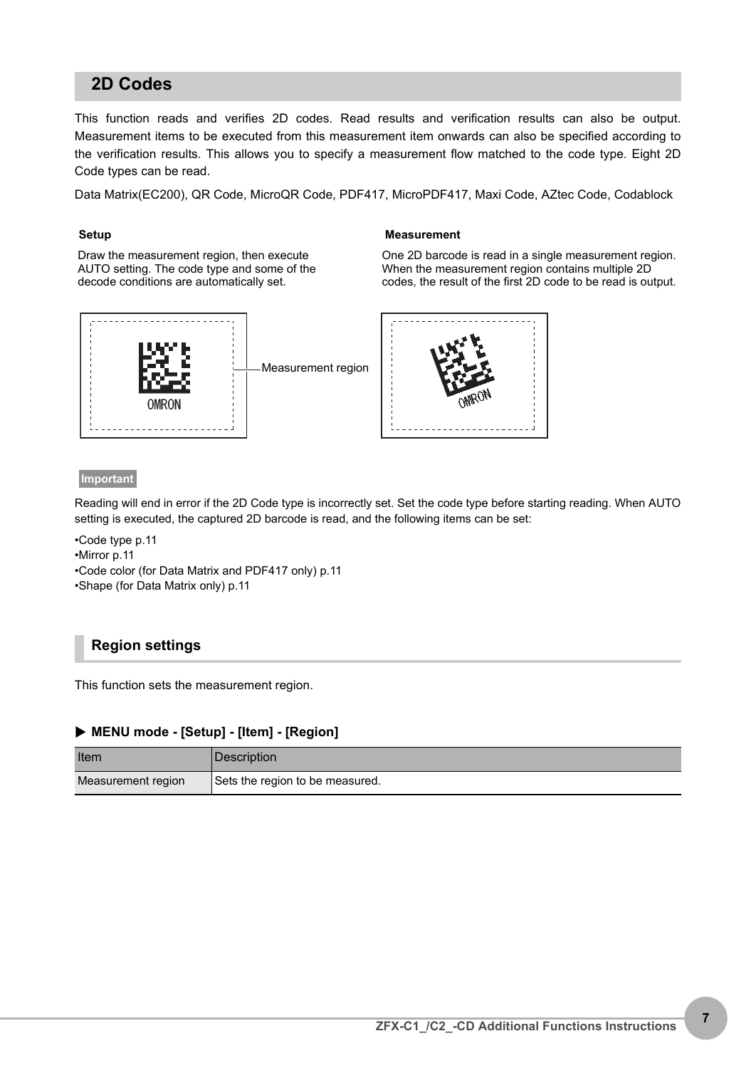## 2D Codes

This function reads and verifies 2D codes. Read results and verification results can also be output. Measurement items to be executed from this measurement item onwards can also be specified according to the verification results. This allows you to specify a measurement flow matched to the code type. Eight 2D Code types can be read.

Data Matrix(EC200), QR Code, MicroQR Code, PDF417, MicroPDF417, Maxi Code, AZtec Code, Codablock

**Setup**

Draw the measurement region, then execute AUTO setting. The code type and some of the decode conditions are automatically set.

**Measurement**

One 2D barcode is read in a single measurement region. When the measurement region contains multiple 2D codes, the result of the first 2D code to be read is output.

Measurement region

**Important**

Reading will end in error if the 2D Code type is incorrectly set. Set the code type before starting reading. When AUTO setting is executed, the captured 2D barcode is read, and the following items can be set:

- Code type p.11
- Mirror p.11
- Code color (for Data Matrix and PDF417 only) p.11
- Shape (for Data Matrix only) p.11

### Region settings

This function sets the measurement region.

**▶ MENU mode - [Setup] - [Item] - [Region]**

| Item | Description |
|---|---|
| Measurement region | Sets the region to be measured. |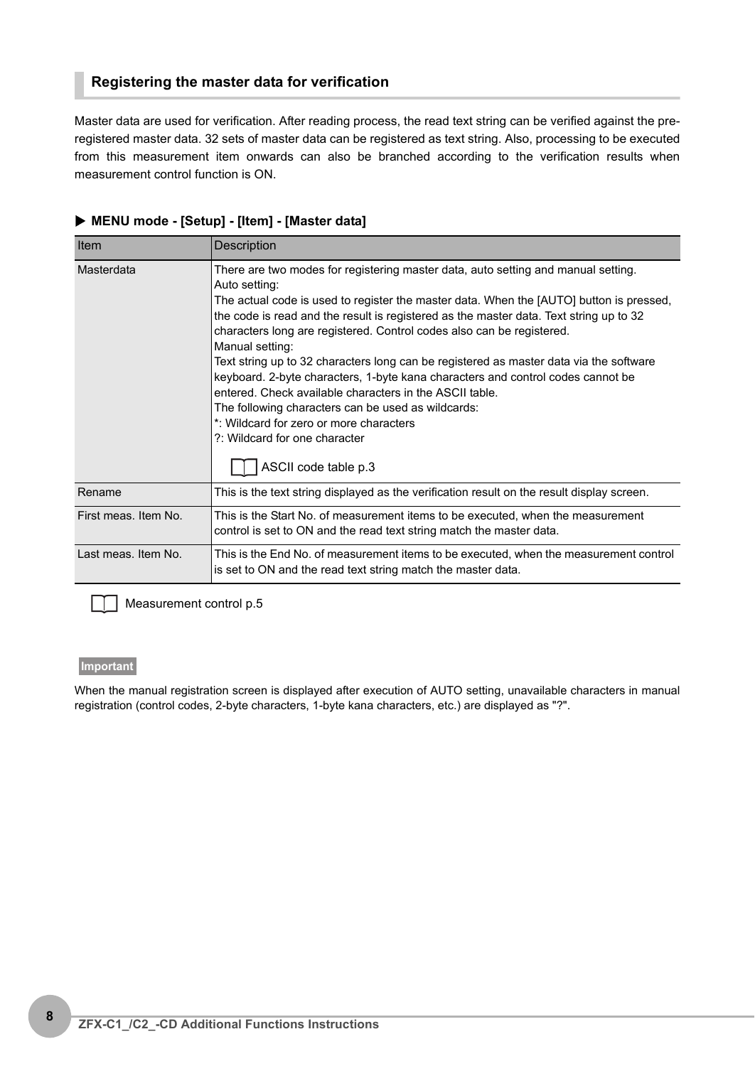## Registering the master data for verification

Master data are used for verification. After reading process, the read text string can be verified against the pre-registered master data. 32 sets of master data can be registered as text string. Also, processing to be executed from this measurement item onwards can also be branched according to the verification results when measurement control function is ON.

**▶ MENU mode - [Setup] - [Item] - [Master data]**

| Item | Description |
|---|---|
| Masterdata | There are two modes for registering master data, auto setting and manual setting.<br>Auto setting:<br>The actual code is used to register the master data. When the [AUTO] button is pressed, the code is read and the result is registered as the master data. Text string up to 32 characters long are registered. Control codes also can be registered.<br>Manual setting:<br>Text string up to 32 characters long can be registered as master data via the software keyboard. 2-byte characters, 1-byte kana characters and control codes cannot be entered. Check available characters in the ASCII table.<br>The following characters can be used as wildcards:<br>*: Wildcard for zero or more characters<br>?: Wildcard for one character<br>ASCII code table p.3 |
| Rename | This is the text string displayed as the verification result on the result display screen. |
| First meas. Item No. | This is the Start No. of measurement items to be executed, when the measurement control is set to ON and the read text string match the master data. |
| Last meas. Item No. | This is the End No. of measurement items to be executed, when the measurement control is set to ON and the read text string match the master data. |

Measurement control p.5

**Important**

When the manual registration screen is displayed after execution of AUTO setting, unavailable characters in manual registration (control codes, 2-byte characters, 1-byte kana characters, etc.) are displayed as "?".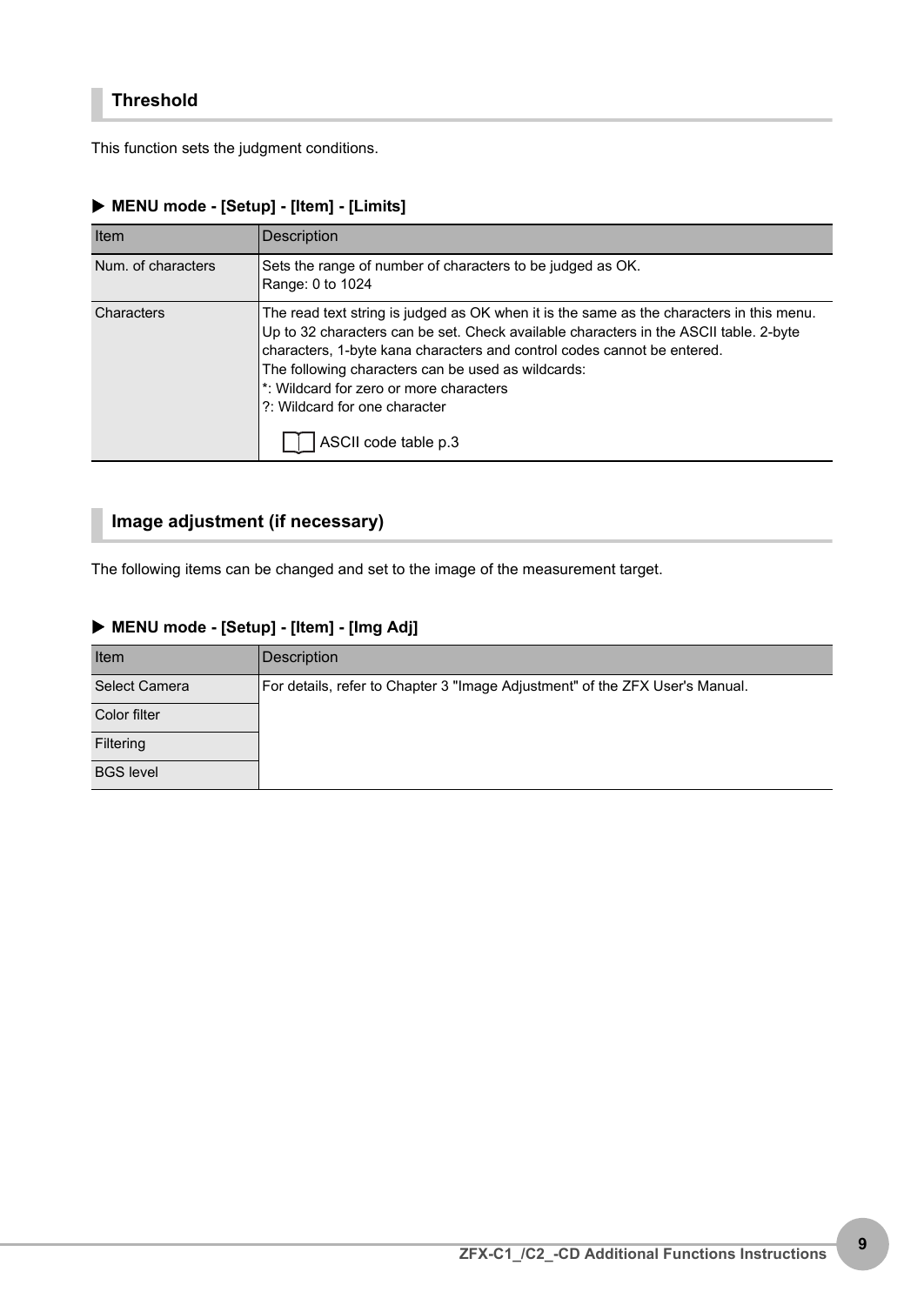## Threshold

This function sets the judgment conditions.

**▶ MENU mode - [Setup] - [Item] - [Limits]**

| Item | Description |
| --- | --- |
| Num. of characters | Sets the range of number of characters to be judged as OK.<br>Range: 0 to 1024 |
| Characters | The read text string is judged as OK when it is the same as the characters in this menu. Up to 32 characters can be set. Check available characters in the ASCII table. 2-byte characters, 1-byte kana characters and control codes cannot be entered.<br>The following characters can be used as wildcards:<br>*: Wildcard for zero or more characters<br>?: Wildcard for one character<br>ASCII code table p.3 |

## Image adjustment (if necessary)

The following items can be changed and set to the image of the measurement target.

**▶ MENU mode - [Setup] - [Item] - [Img Adj]**

| Item | Description |
| --- | --- |
| Select Camera | For details, refer to Chapter 3 "Image Adjustment" of the ZFX User's Manual. |
| Color filter | |
| Filtering | |
| BGS level | |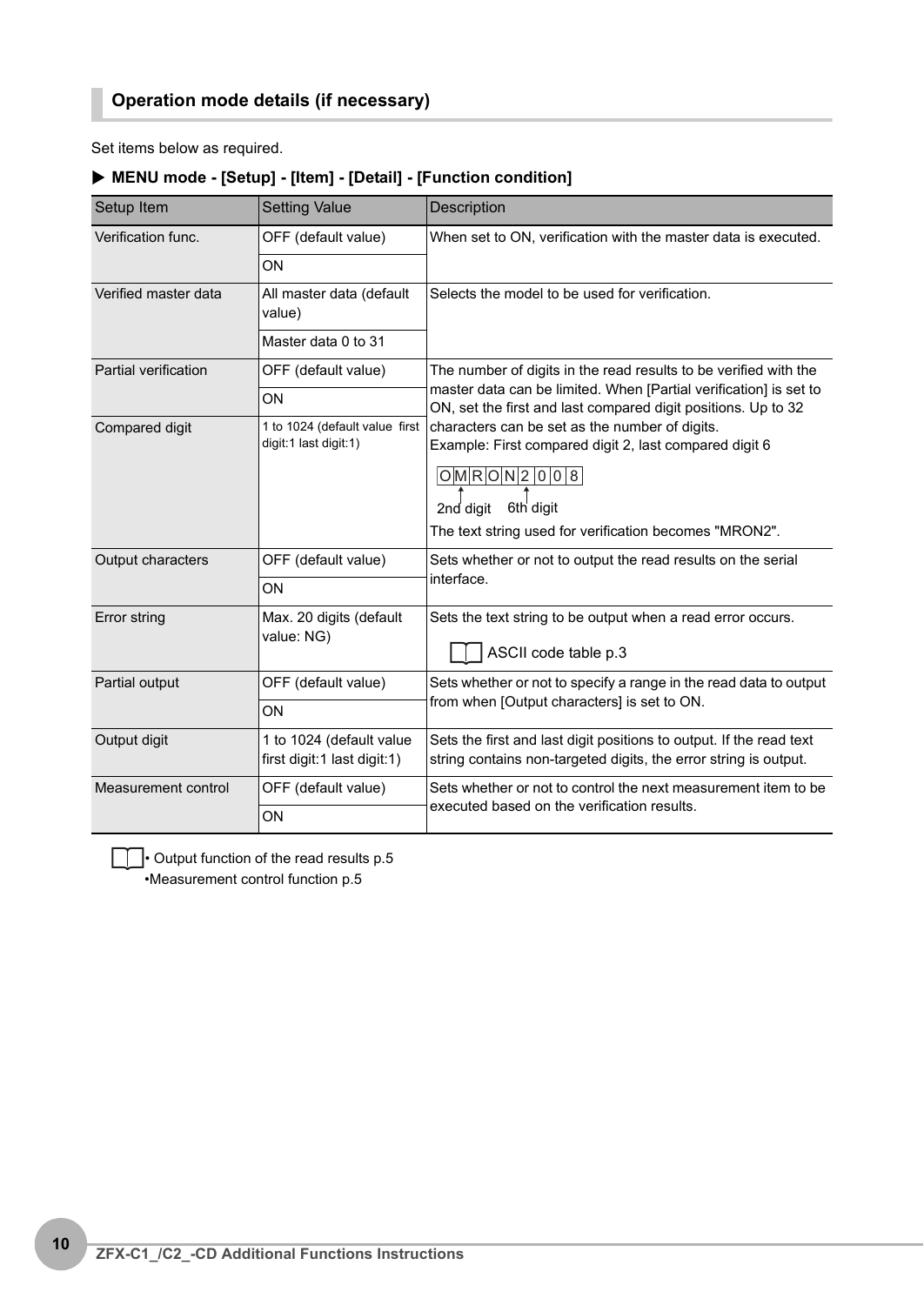## Operation mode details (if necessary)

Set items below as required.

**▶ MENU mode - [Setup] - [Item] - [Detail] - [Function condition]**

| Setup Item | Setting Value | Description |
|---|---|---|
| Verification func. | OFF (default value) | When set to ON, verification with the master data is executed. |
| | ON | |
| Verified master data | All master data (default value) | Selects the model to be used for verification. |
| | Master data 0 to 31 | |
| Partial verification | OFF (default value) | The number of digits in the read results to be verified with the master data can be limited. When [Partial verification] is set to ON, set the first and last compared digit positions. Up to 32 characters can be set as the number of digits.<br>Example: First compared digit 2, last compared digit 6<br>O M R O N 2 0 0 8<br>2nd digit 6th digit<br>The text string used for verification becomes "MRON2". |
| | ON | |
| Compared digit | 1 to 1024 (default value first digit:1 last digit:1) | |
| Output characters | OFF (default value) | Sets whether or not to output the read results on the serial interface. |
| | ON | |
| Error string | Max. 20 digits (default value: NG) | Sets the text string to be output when a read error occurs.<br>ASCII code table p.3 |
| Partial output | OFF (default value) | Sets whether or not to specify a range in the read data to output from when [Output characters] is set to ON. |
| | ON | |
| Output digit | 1 to 1024 (default value first digit:1 last digit:1) | Sets the first and last digit positions to output. If the read text string contains non-targeted digits, the error string is output. |
| Measurement control | OFF (default value) | Sets whether or not to control the next measurement item to be executed based on the verification results. |
| | ON | |

- Output function of the read results p.5
- Measurement control function p.5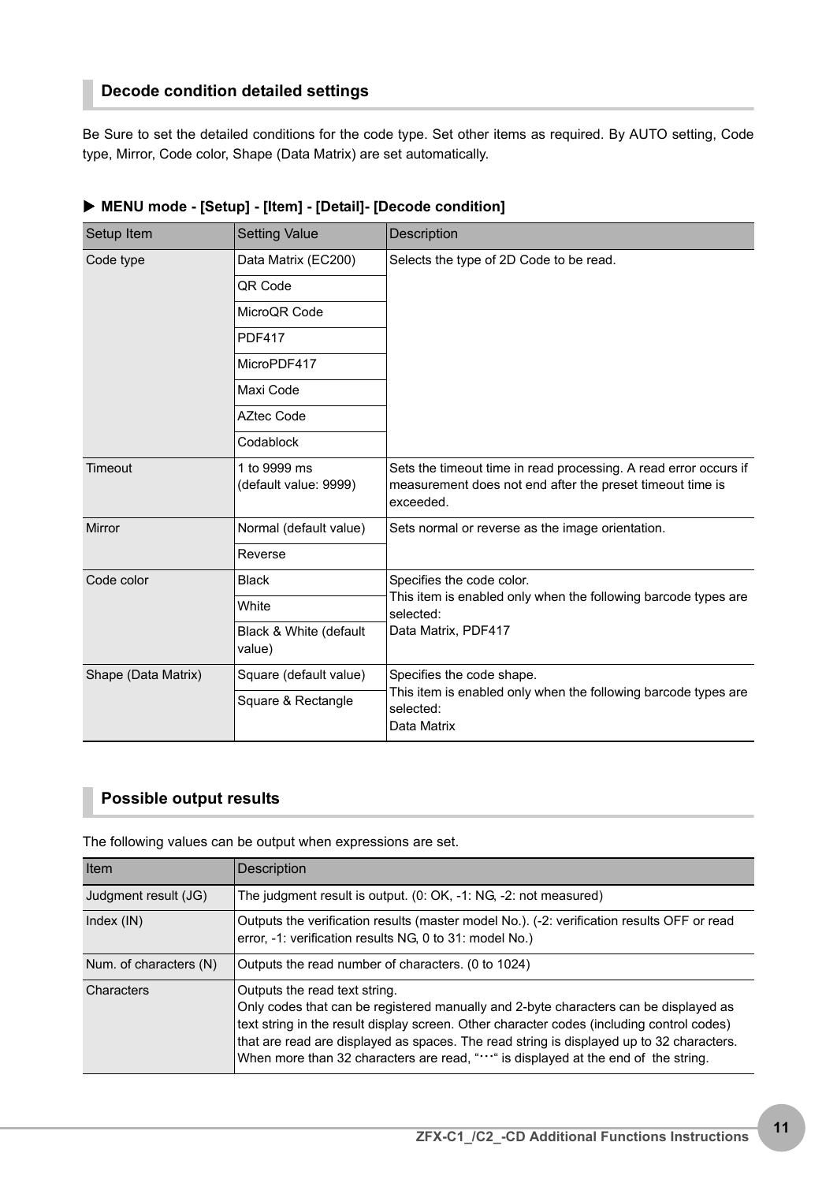## Decode condition detailed settings

Be Sure to set the detailed conditions for the code type. Set other items as required. By AUTO setting, Code type, Mirror, Code color, Shape (Data Matrix) are set automatically.

**▶ MENU mode - [Setup] - [Item] - [Detail]- [Decode condition]**

| Setup Item | Setting Value | Description |
|---|---|---|
| Code type | Data Matrix (EC200) | Selects the type of 2D Code to be read. |
| | QR Code | |
| | MicroQR Code | |
| | PDF417 | |
| | MicroPDF417 | |
| | Maxi Code | |
| | AZtec Code | |
| | Codablock | |
| Timeout | 1 to 9999 ms (default value: 9999) | Sets the timeout time in read processing. A read error occurs if measurement does not end after the preset timeout time is exceeded. |
| Mirror | Normal (default value) | Sets normal or reverse as the image orientation. |
| | Reverse | |
| Code color | Black | Specifies the code color. This item is enabled only when the following barcode types are selected: Data Matrix, PDF417 |
| | White | |
| | Black & White (default value) | |
| Shape (Data Matrix) | Square (default value) | Specifies the code shape. This item is enabled only when the following barcode types are selected: Data Matrix |
| | Square & Rectangle | |

## Possible output results

The following values can be output when expressions are set.

| Item | Description |
|---|---|
| Judgment result (JG) | The judgment result is output. (0: OK, -1: NG, -2: not measured) |
| Index (IN) | Outputs the verification results (master model No.). (-2: verification results OFF or read error, -1: verification results NG, 0 to 31: model No.) |
| Num. of characters (N) | Outputs the read number of characters. (0 to 1024) |
| Characters | Outputs the read text string. Only codes that can be registered manually and 2-byte characters can be displayed as text string in the result display screen. Other character codes (including control codes) that are read are displayed as spaces. The read string is displayed up to 32 characters. When more than 32 characters are read, "…" is displayed at the end of the string. |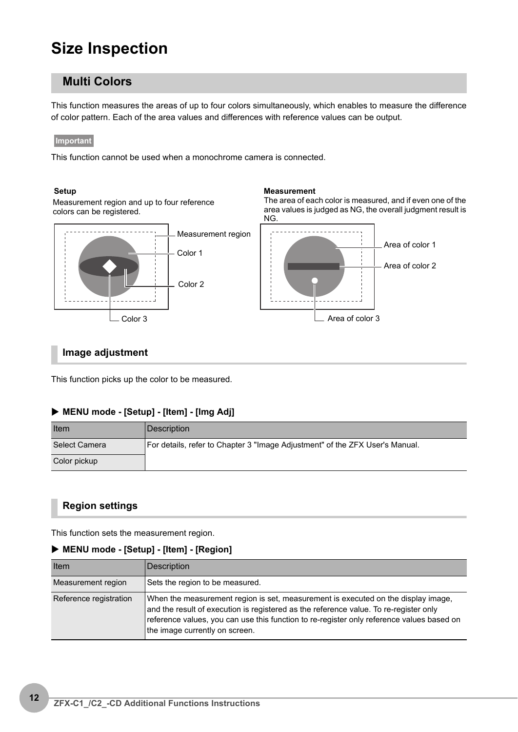# Size Inspection

## Multi Colors

This function measures the areas of up to four colors simultaneously, which enables to measure the difference of color pattern. Each of the area values and differences with reference values can be output.

**Important**

This function cannot be used when a monochrome camera is connected.

**Setup**

Measurement region and up to four reference colors can be registered.

Measurement region

Color 1

Color 2

Color 3

**Measurement**

The area of each color is measured, and if even one of the area values is judged as NG, the overall judgment result is NG.

Area of color 1

Area of color 2

Area of color 3

### Image adjustment

This function picks up the color to be measured.

**▶ MENU mode - [Setup] - [Item] - [Img Adj]**

| Item | Description |
|---|---|
| Select Camera | For details, refer to Chapter 3 "Image Adjustment" of the ZFX User's Manual. |
| Color pickup | |

### Region settings

This function sets the measurement region.

**▶ MENU mode - [Setup] - [Item] - [Region]**

| Item | Description |
|---|---|
| Measurement region | Sets the region to be measured. |
| Reference registration | When the measurement region is set, measurement is executed on the display image, and the result of execution is registered as the reference value. To re-register only reference values, you can use this function to re-register only reference values based on the image currently on screen. |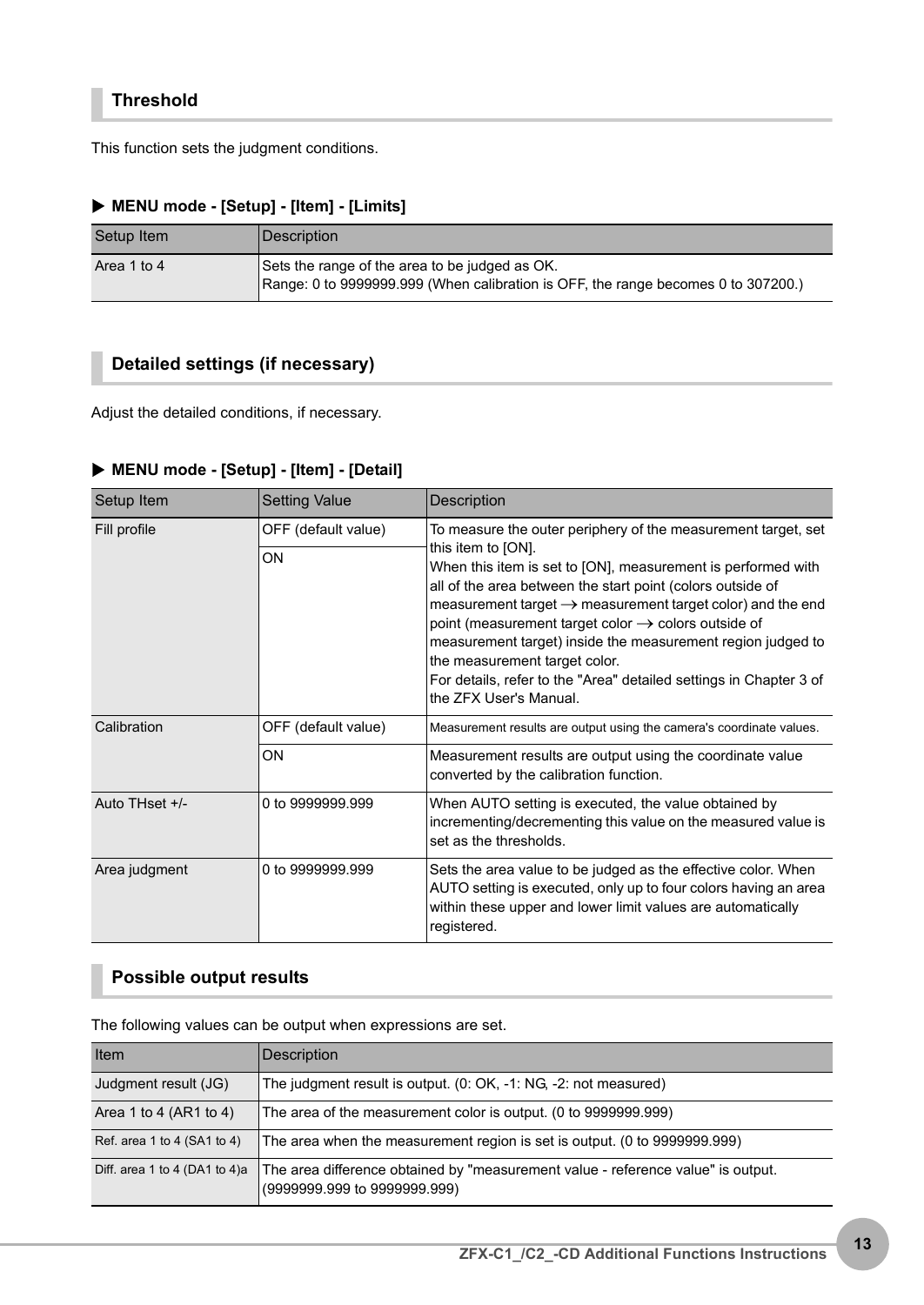## Threshold

This function sets the judgment conditions.

### ▶ MENU mode - [Setup] - [Item] - [Limits]

| Setup Item | Description |
|---|---|
| Area 1 to 4 | Sets the range of the area to be judged as OK.<br>Range: 0 to 9999999.999 (When calibration is OFF, the range becomes 0 to 307200.) |

## Detailed settings (if necessary)

Adjust the detailed conditions, if necessary.

### ▶ MENU mode - [Setup] - [Item] - [Detail]

| Setup Item | Setting Value | Description |
|---|---|---|
| Fill profile | OFF (default value) | To measure the outer periphery of the measurement target, set this item to [ON].<br>When this item is set to [ON], measurement is performed with all of the area between the start point (colors outside of measurement target → measurement target color) and the end point (measurement target color → colors outside of measurement target) inside the measurement region judged to the measurement target color.<br>For details, refer to the "Area" detailed settings in Chapter 3 of the ZFX User's Manual. |
| | ON | |
| Calibration | OFF (default value) | Measurement results are output using the camera's coordinate values. |
| | ON | Measurement results are output using the coordinate value converted by the calibration function. |
| Auto THset +/- | 0 to 9999999.999 | When AUTO setting is executed, the value obtained by incrementing/decrementing this value on the measured value is set as the thresholds. |
| Area judgment | 0 to 9999999.999 | Sets the area value to be judged as the effective color. When AUTO setting is executed, only up to four colors having an area within these upper and lower limit values are automatically registered. |

## Possible output results

The following values can be output when expressions are set.

| Item | Description |
|---|---|
| Judgment result (JG) | The judgment result is output. (0: OK, -1: NG, -2: not measured) |
| Area 1 to 4 (AR1 to 4) | The area of the measurement color is output. (0 to 9999999.999) |
| Ref. area 1 to 4 (SA1 to 4) | The area when the measurement region is set is output. (0 to 9999999.999) |
| Diff. area 1 to 4 (DA1 to 4)a | The area difference obtained by "measurement value - reference value" is output. (9999999.999 to 9999999.999) |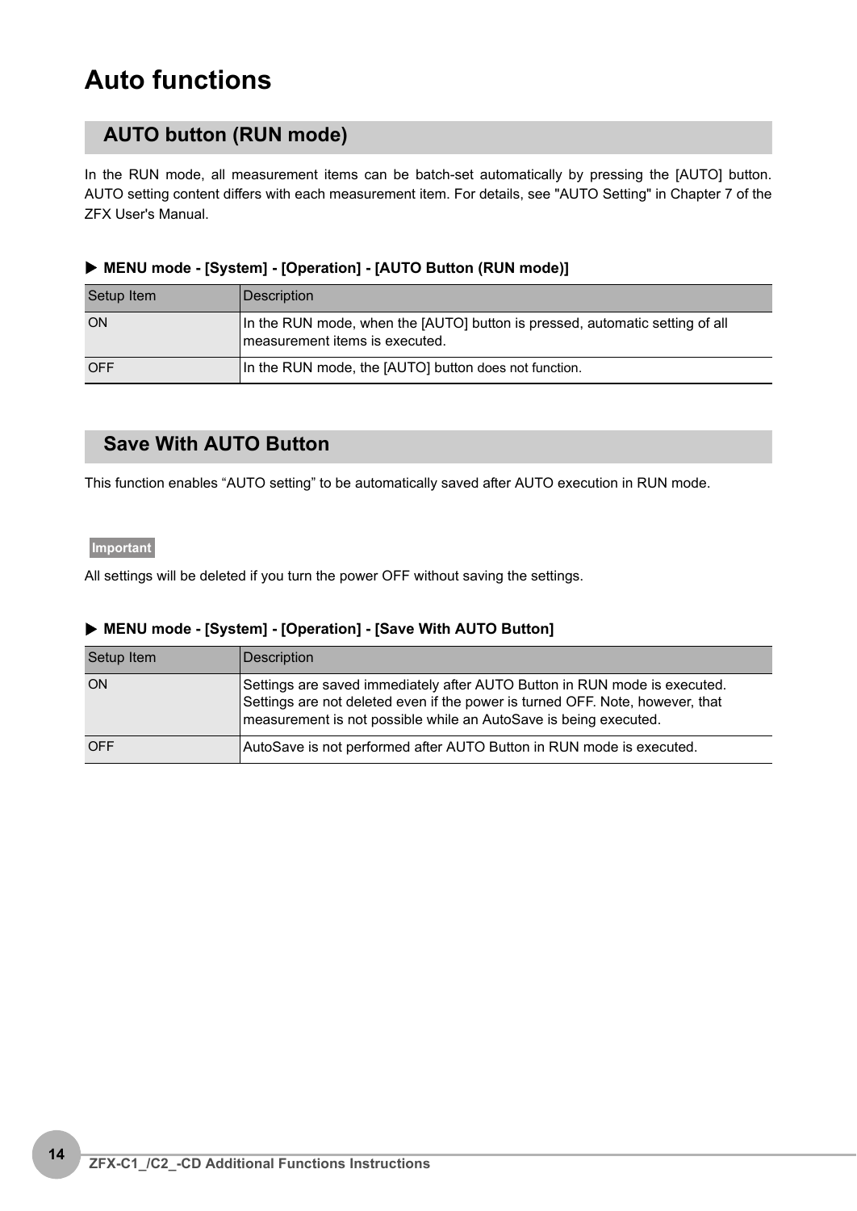# Auto functions

## AUTO button (RUN mode)

In the RUN mode, all measurement items can be batch-set automatically by pressing the [AUTO] button. AUTO setting content differs with each measurement item. For details, see "AUTO Setting" in Chapter 7 of the ZFX User's Manual.

**▶ MENU mode - [System] - [Operation] - [AUTO Button (RUN mode)]**

| Setup Item | Description |
|---|---|
| ON | In the RUN mode, when the [AUTO] button is pressed, automatic setting of all measurement items is executed. |
| OFF | In the RUN mode, the [AUTO] button does not function. |

## Save With AUTO Button

This function enables “AUTO setting” to be automatically saved after AUTO execution in RUN mode.

**Important**

All settings will be deleted if you turn the power OFF without saving the settings.

**▶ MENU mode - [System] - [Operation] - [Save With AUTO Button]**

| Setup Item | Description |
|---|---|
| ON | Settings are saved immediately after AUTO Button in RUN mode is executed. Settings are not deleted even if the power is turned OFF. Note, however, that measurement is not possible while an AutoSave is being executed. |
| OFF | AutoSave is not performed after AUTO Button in RUN mode is executed. |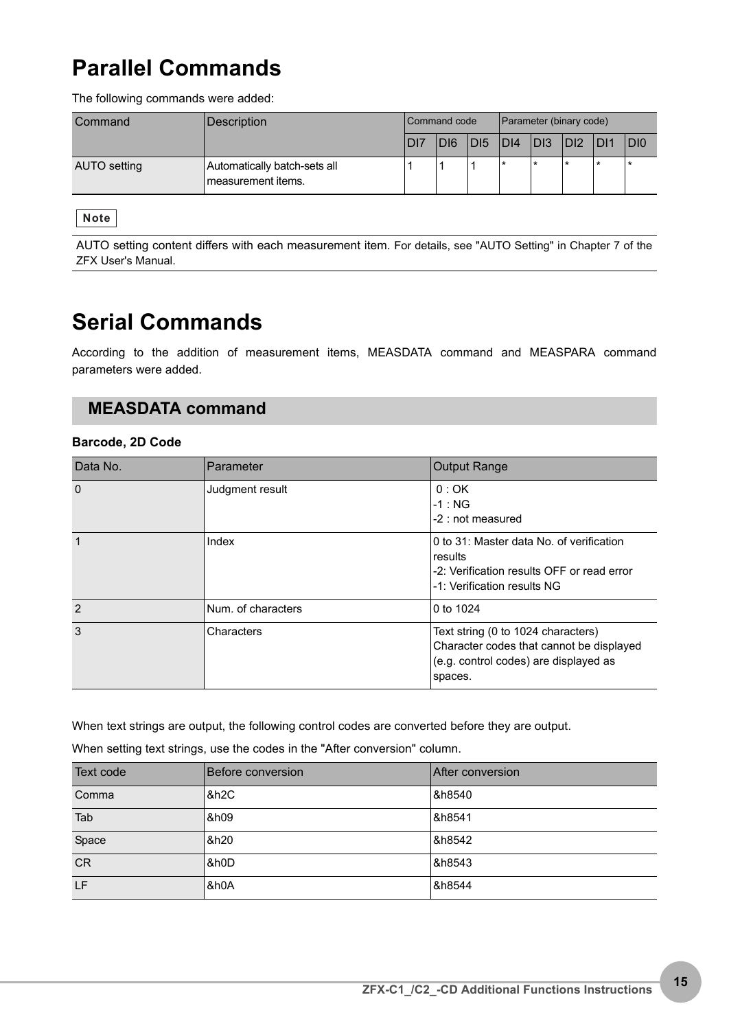# Parallel Commands

The following commands were added:

| Command | Description | Command code | | | Parameter (binary code) | | | | |
|---|---|---|---|---|---|---|---|---|---|
| | | DI7 | DI6 | DI5 | DI4 | DI3 | DI2 | DI1 | DI0 |
| AUTO setting | Automatically batch-sets all measurement items. | 1 | 1 | 1 | * | * | * | * | * |

**Note**

AUTO setting content differs with each measurement item. For details, see "AUTO Setting" in Chapter 7 of the ZFX User's Manual.

# Serial Commands

According to the addition of measurement items, MEASDATA command and MEASPARA command parameters were added.

## MEASDATA command

**Barcode, 2D Code**

| Data No. | Parameter | Output Range |
|---|---|---|
| 0 | Judgment result | 0 : OK<br>-1 : NG<br>-2 : not measured |
| 1 | Index | 0 to 31: Master data No. of verification results<br>-2: Verification results OFF or read error<br>-1: Verification results NG |
| 2 | Num. of characters | 0 to 1024 |
| 3 | Characters | Text string (0 to 1024 characters)<br>Character codes that cannot be displayed (e.g. control codes) are displayed as spaces. |

When text strings are output, the following control codes are converted before they are output.

When setting text strings, use the codes in the "After conversion" column.

| Text code | Before conversion | After conversion |
|---|---|---|
| Comma | &h2C | &h8540 |
| Tab | &h09 | &h8541 |
| Space | &h20 | &h8542 |
| CR | &h0D | &h8543 |
| LF | &h0A | &h8544 |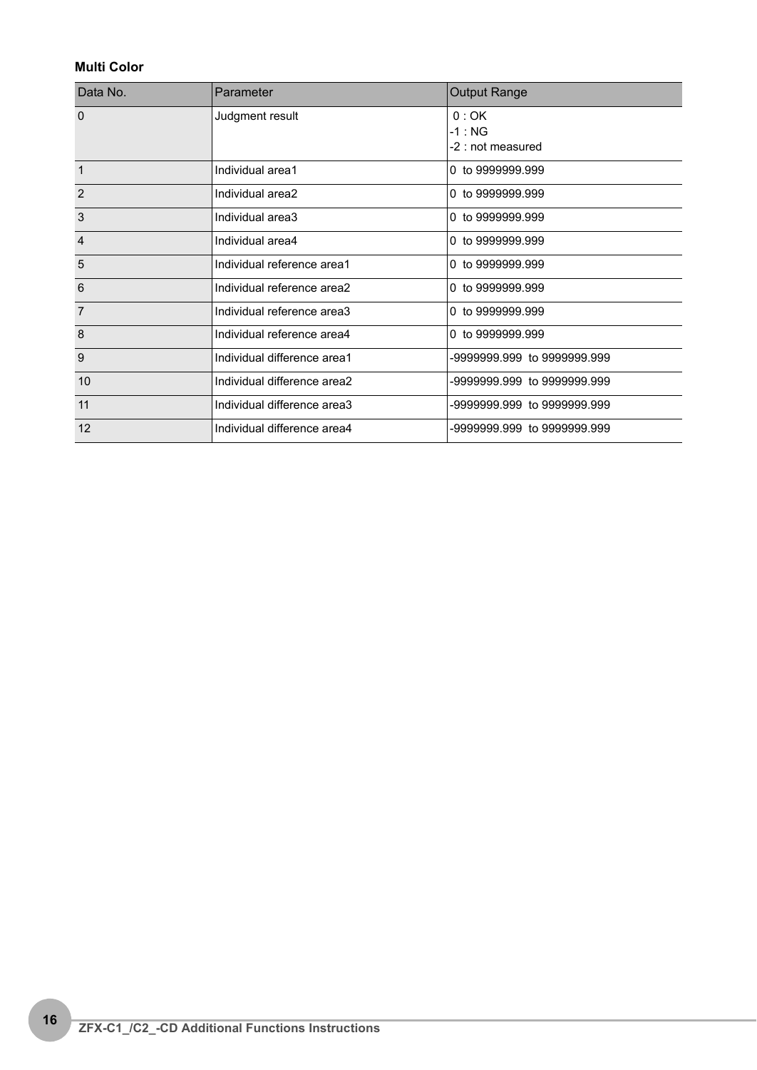**Multi Color**

| Data No. | Parameter | Output Range |
|---|---|---|
| 0 | Judgment result | 0 : OK<br>-1 : NG<br>-2 : not measured |
| 1 | Individual area1 | 0 to 9999999.999 |
| 2 | Individual area2 | 0 to 9999999.999 |
| 3 | Individual area3 | 0 to 9999999.999 |
| 4 | Individual area4 | 0 to 9999999.999 |
| 5 | Individual reference area1 | 0 to 9999999.999 |
| 6 | Individual reference area2 | 0 to 9999999.999 |
| 7 | Individual reference area3 | 0 to 9999999.999 |
| 8 | Individual reference area4 | 0 to 9999999.999 |
| 9 | Individual difference area1 | -9999999.999 to 9999999.999 |
| 10 | Individual difference area2 | -9999999.999 to 9999999.999 |
| 11 | Individual difference area3 | -9999999.999 to 9999999.999 |
| 12 | Individual difference area4 | -9999999.999 to 9999999.999 |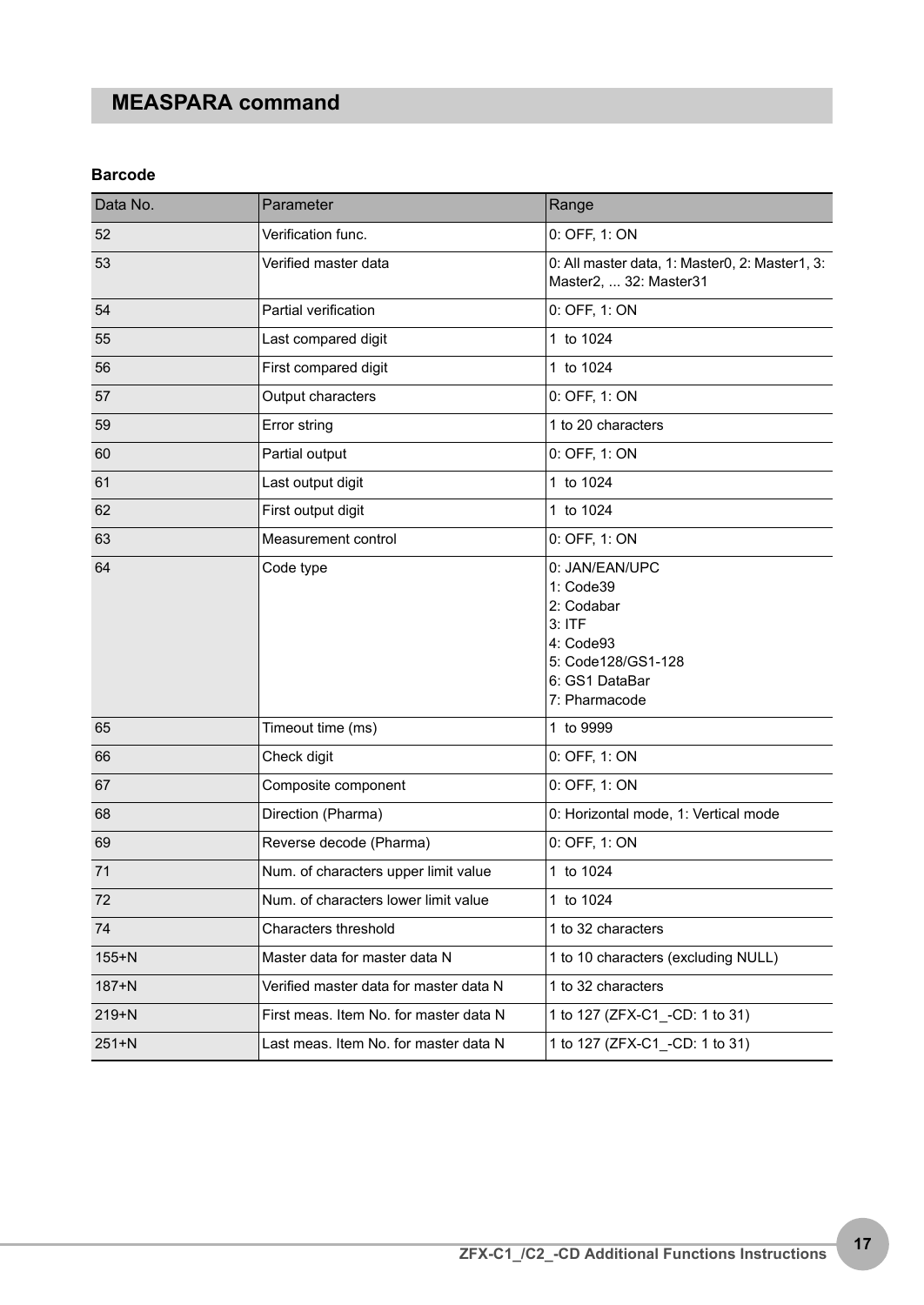## MEASPARA command

### Barcode

| Data No. | Parameter | Range |
|---|---|---|
| 52 | Verification func. | 0: OFF, 1: ON |
| 53 | Verified master data | 0: All master data, 1: Master0, 2: Master1, 3: Master2, ... 32: Master31 |
| 54 | Partial verification | 0: OFF, 1: ON |
| 55 | Last compared digit | 1 to 1024 |
| 56 | First compared digit | 1 to 1024 |
| 57 | Output characters | 0: OFF, 1: ON |
| 59 | Error string | 1 to 20 characters |
| 60 | Partial output | 0: OFF, 1: ON |
| 61 | Last output digit | 1 to 1024 |
| 62 | First output digit | 1 to 1024 |
| 63 | Measurement control | 0: OFF, 1: ON |
| 64 | Code type | 0: JAN/EAN/UPC<br>1: Code39<br>2: Codabar<br>3: ITF<br>4: Code93<br>5: Code128/GS1-128<br>6: GS1 DataBar<br>7: Pharmacode |
| 65 | Timeout time (ms) | 1 to 9999 |
| 66 | Check digit | 0: OFF, 1: ON |
| 67 | Composite component | 0: OFF, 1: ON |
| 68 | Direction (Pharma) | 0: Horizontal mode, 1: Vertical mode |
| 69 | Reverse decode (Pharma) | 0: OFF, 1: ON |
| 71 | Num. of characters upper limit value | 1 to 1024 |
| 72 | Num. of characters lower limit value | 1 to 1024 |
| 74 | Characters threshold | 1 to 32 characters |
| 155+N | Master data for master data N | 1 to 10 characters (excluding NULL) |
| 187+N | Verified master data for master data N | 1 to 32 characters |
| 219+N | First meas. Item No. for master data N | 1 to 127 (ZFX-C1_-CD: 1 to 31) |
| 251+N | Last meas. Item No. for master data N | 1 to 127 (ZFX-C1_-CD: 1 to 31) |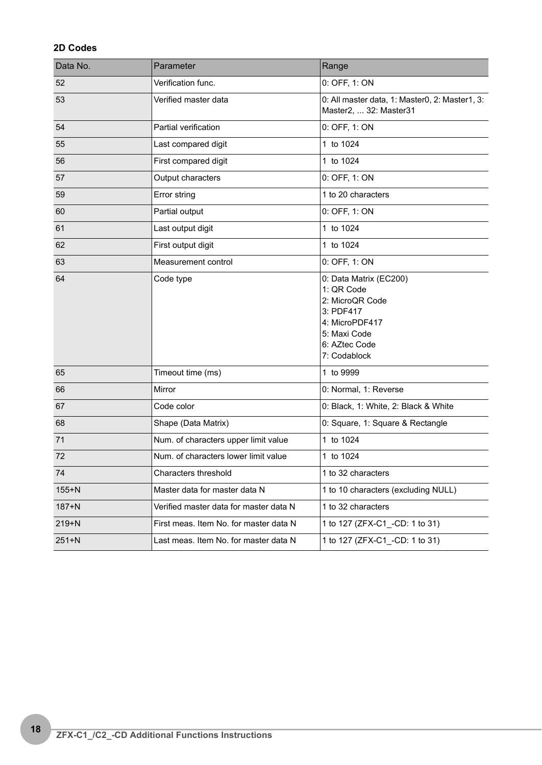### 2D Codes

| Data No. | Parameter | Range |
|---|---|---|
| 52 | Verification func. | 0: OFF, 1: ON |
| 53 | Verified master data | 0: All master data, 1: Master0, 2: Master1, 3: Master2, ... 32: Master31 |
| 54 | Partial verification | 0: OFF, 1: ON |
| 55 | Last compared digit | 1 to 1024 |
| 56 | First compared digit | 1 to 1024 |
| 57 | Output characters | 0: OFF, 1: ON |
| 59 | Error string | 1 to 20 characters |
| 60 | Partial output | 0: OFF, 1: ON |
| 61 | Last output digit | 1 to 1024 |
| 62 | First output digit | 1 to 1024 |
| 63 | Measurement control | 0: OFF, 1: ON |
| 64 | Code type | 0: Data Matrix (EC200)<br>1: QR Code<br>2: MicroQR Code<br>3: PDF417<br>4: MicroPDF417<br>5: Maxi Code<br>6: AZtec Code<br>7: Codablock |
| 65 | Timeout time (ms) | 1 to 9999 |
| 66 | Mirror | 0: Normal, 1: Reverse |
| 67 | Code color | 0: Black, 1: White, 2: Black & White |
| 68 | Shape (Data Matrix) | 0: Square, 1: Square & Rectangle |
| 71 | Num. of characters upper limit value | 1 to 1024 |
| 72 | Num. of characters lower limit value | 1 to 1024 |
| 74 | Characters threshold | 1 to 32 characters |
| 155+N | Master data for master data N | 1 to 10 characters (excluding NULL) |
| 187+N | Verified master data for master data N | 1 to 32 characters |
| 219+N | First meas. Item No. for master data N | 1 to 127 (ZFX-C1_-CD: 1 to 31) |
| 251+N | Last meas. Item No. for master data N | 1 to 127 (ZFX-C1_-CD: 1 to 31) |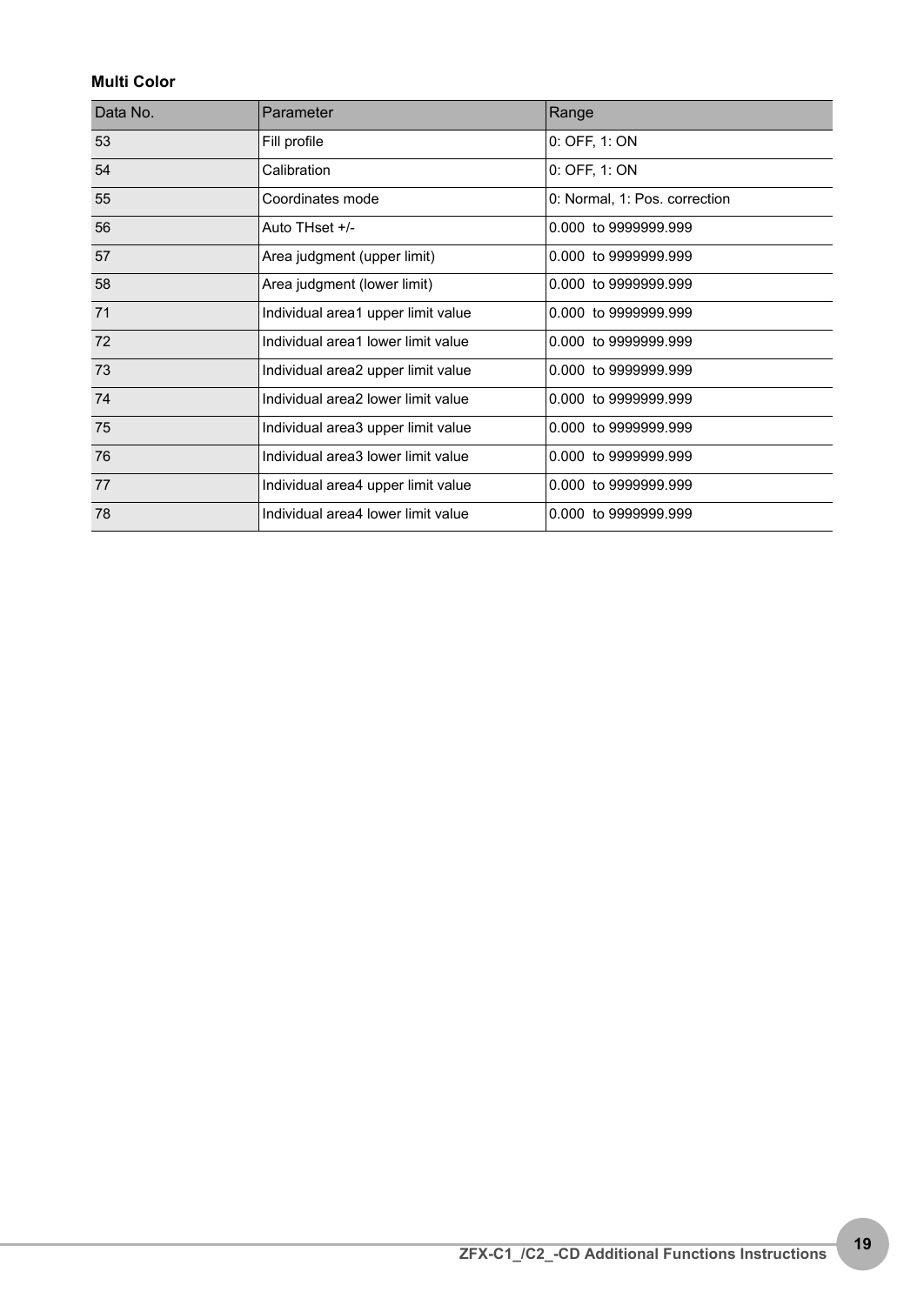**Multi Color**

| Data No. | Parameter | Range |
| --- | --- | --- |
| 53 | Fill profile | 0: OFF, 1: ON |
| 54 | Calibration | 0: OFF, 1: ON |
| 55 | Coordinates mode | 0: Normal, 1: Pos. correction |
| 56 | Auto THset +/- | 0.000 to 9999999.999 |
| 57 | Area judgment (upper limit) | 0.000 to 9999999.999 |
| 58 | Area judgment (lower limit) | 0.000 to 9999999.999 |
| 71 | Individual area1 upper limit value | 0.000 to 9999999.999 |
| 72 | Individual area1 lower limit value | 0.000 to 9999999.999 |
| 73 | Individual area2 upper limit value | 0.000 to 9999999.999 |
| 74 | Individual area2 lower limit value | 0.000 to 9999999.999 |
| 75 | Individual area3 upper limit value | 0.000 to 9999999.999 |
| 76 | Individual area3 lower limit value | 0.000 to 9999999.999 |
| 77 | Individual area4 upper limit value | 0.000 to 9999999.999 |
| 78 | Individual area4 lower limit value | 0.000 to 9999999.999 |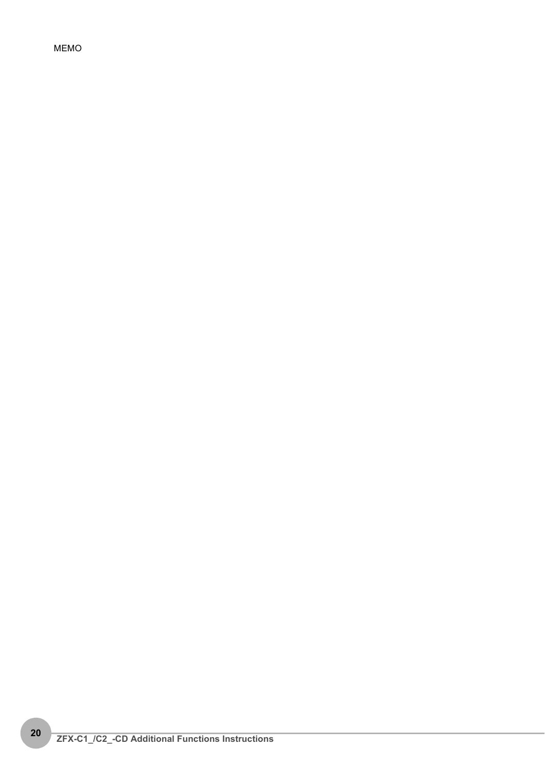MEMO